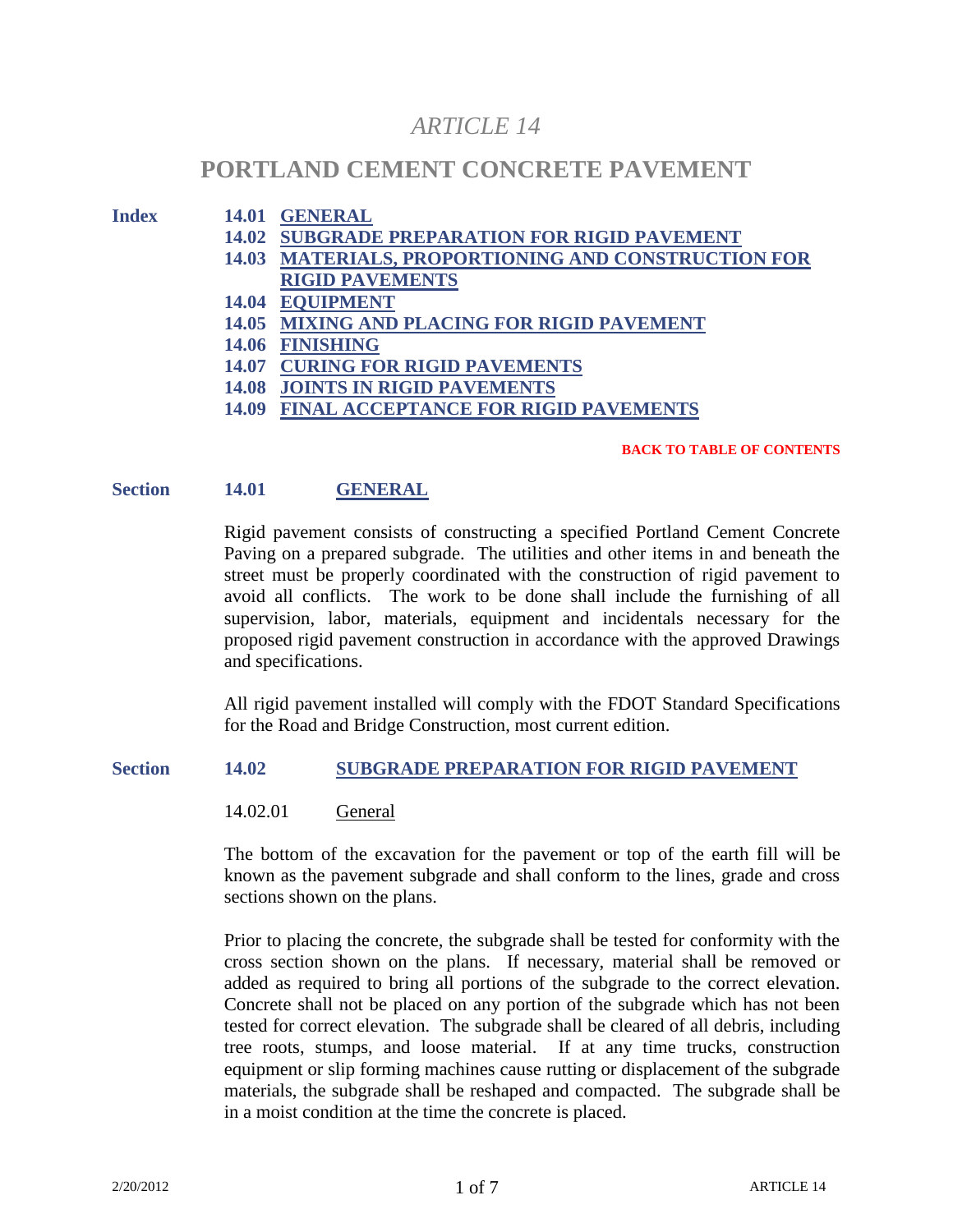# *ARTICLE 14*

# PORTLAND CEMENT CONCRETE PAVEMENT

**Index**

- **14.01 GENERAL**
- **14.02 SUBGRADE PREPARATION FOR RIGID PAVEMENT**
- **14.03 MATERIALS, PROPORTIONING AND CONSTRUCTION FOR RIGID PAVEMENTS**
- **14.04 EQUIPMENT**
- **14.05 MIXING AND PLACING FOR RIGID PAVEMENT**
- **14.06 FINISHING**
- **14.07 CURING FOR RIGID PAVEMENTS**
- **14.08 JOINTS IN RIGID PAVEMENTS**
- **14.09 FINAL ACCEPTANCE FOR RIGID PAVEMENTS**

**BACK TO TABLE OF CONTENTS**

## Section 14.01 GENERAL

Rigid pavement consists of constructing a specified Portland Cement Concrete Paving on a prepared subgrade. The utilities and other items in and beneath the street must be properly coordinated with the construction of rigid pavement to avoid all conflicts. The work to be done shall include the furnishing of all supervision, labor, materials, equipment and incidentals necessary for the proposed rigid pavement construction in accordance with the approved Drawings and specifications.

All rigid pavement installed will comply with the FDOT Standard Specifications for the Road and Bridge Construction, most current edition.

## Section 14.02 SUBGRADE PREPARATION FOR RIGID PAVEMENT

### 14.02.01 General

The bottom of the excavation for the pavement or top of the earth fill will be known as the pavement subgrade and shall conform to the lines, grade and cross sections shown on the plans.

Prior to placing the concrete, the subgrade shall be tested for conformity with the cross section shown on the plans. If necessary, material shall be removed or added as required to bring all portions of the subgrade to the correct elevation. Concrete shall not be placed on any portion of the subgrade which has not been tested for correct elevation. The subgrade shall be cleared of all debris, including tree roots, stumps, and loose material. If at any time trucks, construction equipment or slip forming machines cause rutting or displacement of the subgrade materials, the subgrade shall be reshaped and compacted. The subgrade shall be in a moist condition at the time the concrete is placed.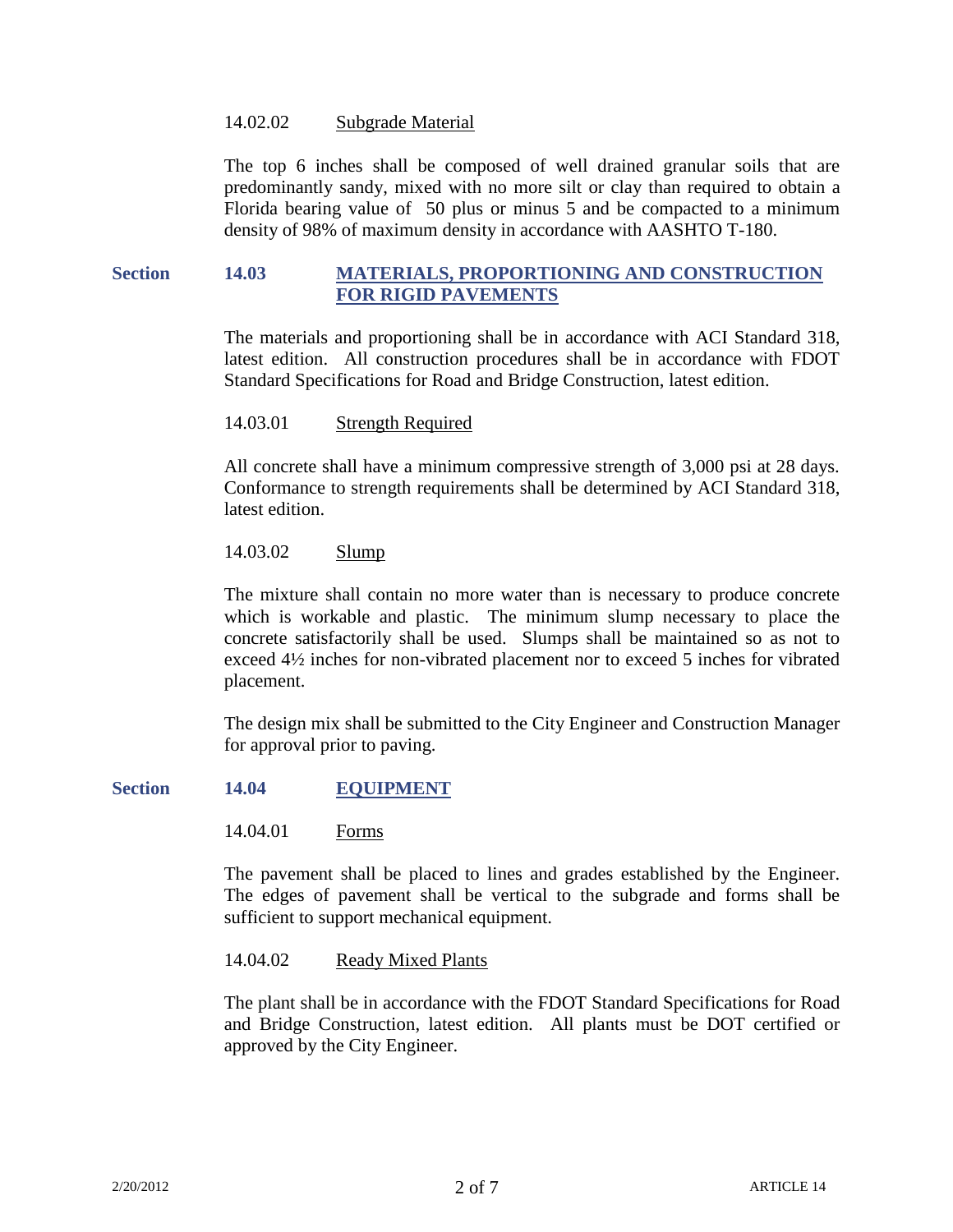### 14.02.02 Subgrade Material

The top 6 inches shall be composed of well drained granular soils that are predominantly sandy, mixed with no more silt or clay than required to obtain a Florida bearing value of 50 plus or minus 5 and be compacted to a minimum density of 98% of maximum density in accordance with AASHTO T-180.

## Section 14.03 MATERIALS, PROPORTIONING AND CONSTRUCTION FOR RIGID PAVEMENTS

The materials and proportioning shall be in accordance with ACI Standard 318, latest edition. All construction procedures shall be in accordance with FDOT Standard Specifications for Road and Bridge Construction, latest edition.

### 14.03.01 Strength Required

All concrete shall have a minimum compressive strength of 3,000 psi at 28 days. Conformance to strength requirements shall be determined by ACI Standard 318, latest edition.

### 14.03.02 Slump

The mixture shall contain no more water than is necessary to produce concrete which is workable and plastic. The minimum slump necessary to place the concrete satisfactorily shall be used. Slumps shall be maintained so as not to exceed 4½ inches for non-vibrated placement nor to exceed 5 inches for vibrated placement.

The design mix shall be submitted to the City Engineer and Construction Manager for approval prior to paving.

## Section 14.04 EQUIPMENT

### 14.04.01 Forms

The pavement shall be placed to lines and grades established by the Engineer. The edges of pavement shall be vertical to the subgrade and forms shall be sufficient to support mechanical equipment.

### 14.04.02 Ready Mixed Plants

The plant shall be in accordance with the FDOT Standard Specifications for Road and Bridge Construction, latest edition. All plants must be DOT certified or approved by the City Engineer.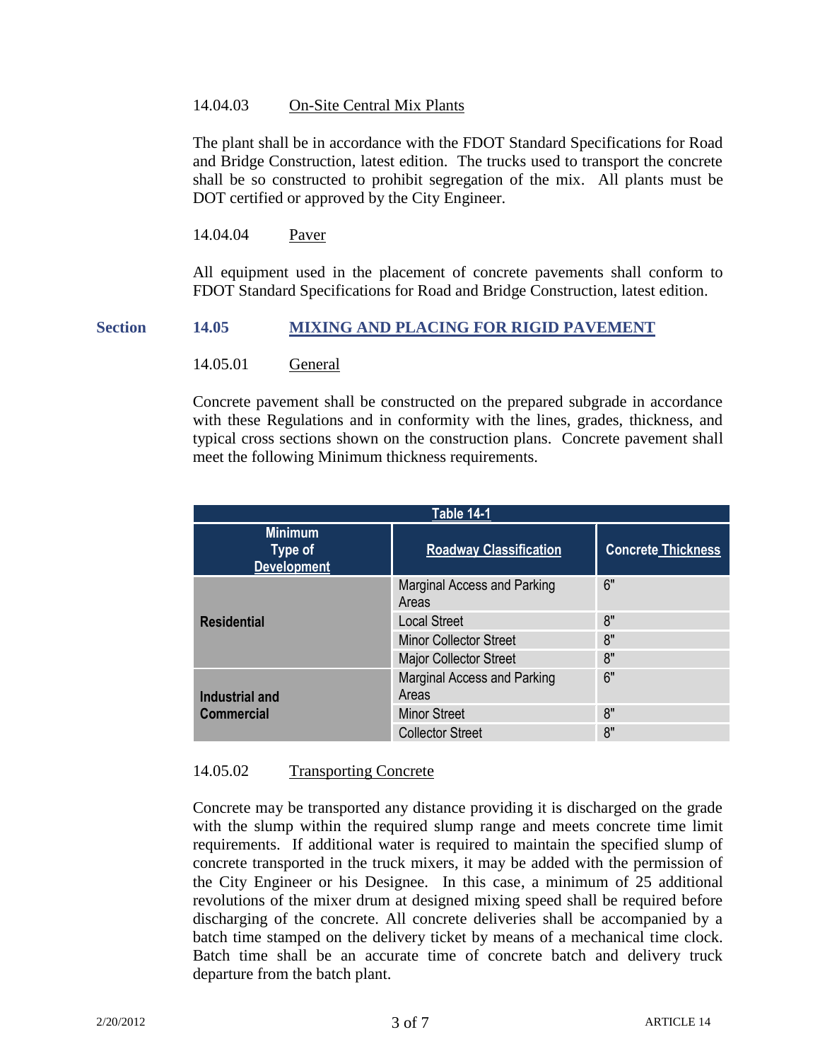14.04.03 On-Site Central Mix Plants

The plant shall be in accordance with the FDOT Standard Specifications for Road and Bridge Construction, latest edition. The trucks used to transport the concrete shall be so constructed to prohibit segregation of the mix. All plants must be DOT certified or approved by the City Engineer.

14.04.04 Paver

All equipment used in the placement of concrete pavements shall conform to FDOT Standard Specifications for Road and Bridge Construction, latest edition.

## Section 14.05 MIXING AND PLACING FOR RIGID PAVEMENT

14.05.01 General

Concrete pavement shall be constructed on the prepared subgrade in accordance with these Regulations and in conformity with the lines, grades, thickness, and typical cross sections shown on the construction plans. Concrete pavement shall meet the following Minimum thickness requirements.

**Table 14-1**

| Minimum Type of Development | Roadway Classification | Concrete Thickness |
|---|---|---|
| **Residential** | Marginal Access and Parking Areas | 6" |
| | Local Street | 8" |
| | Minor Collector Street | 8" |
| | Major Collector Street | 8" |
| **Industrial and Commercial** | Marginal Access and Parking Areas | 6" |
| | Minor Street | 8" |
| | Collector Street | 8" |

14.05.02 Transporting Concrete

Concrete may be transported any distance providing it is discharged on the grade with the slump within the required slump range and meets concrete time limit requirements. If additional water is required to maintain the specified slump of concrete transported in the truck mixers, it may be added with the permission of the City Engineer or his Designee. In this case, a minimum of 25 additional revolutions of the mixer drum at designed mixing speed shall be required before discharging of the concrete. All concrete deliveries shall be accompanied by a batch time stamped on the delivery ticket by means of a mechanical time clock. Batch time shall be an accurate time of concrete batch and delivery truck departure from the batch plant.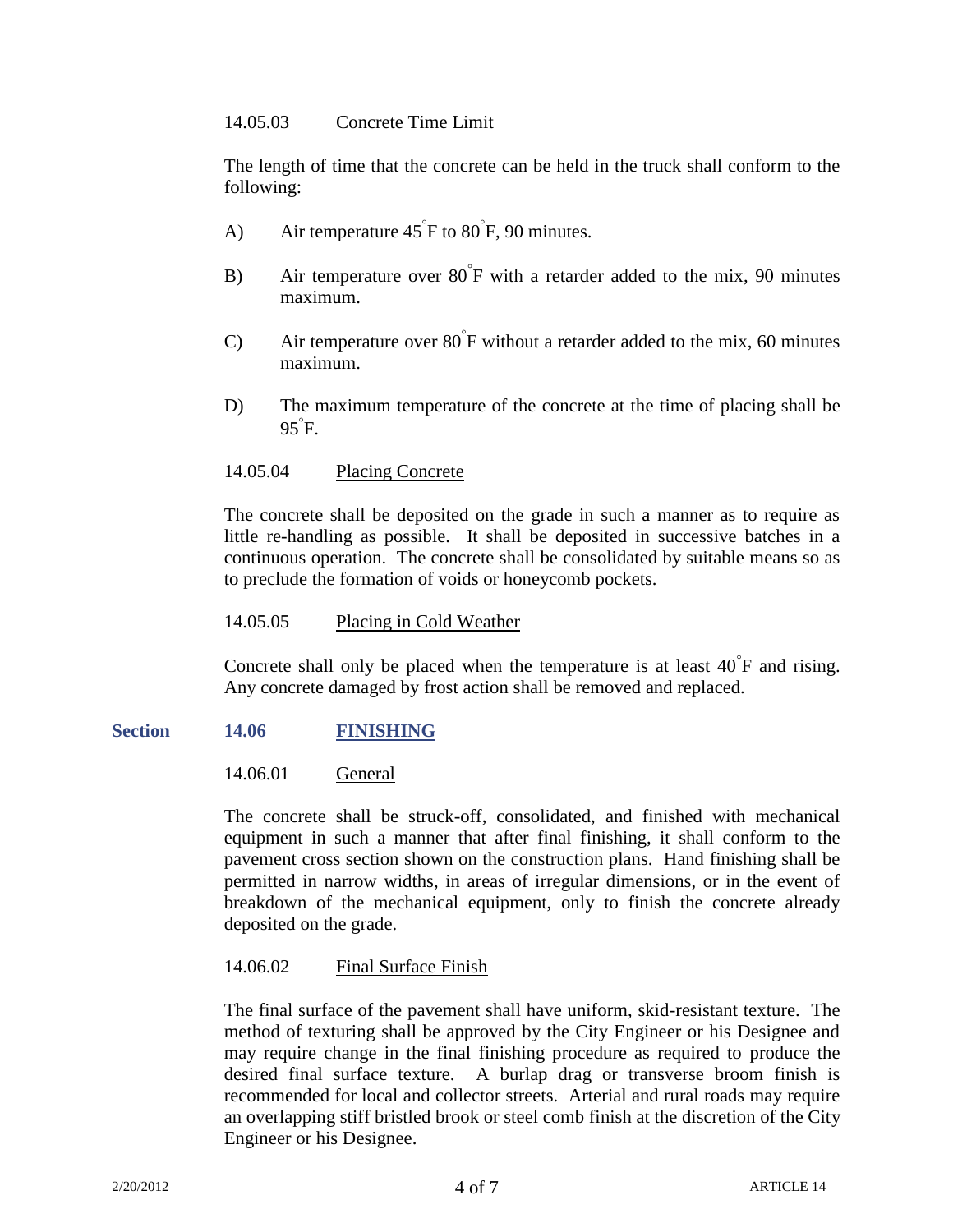14.05.03 Concrete Time Limit

The length of time that the concrete can be held in the truck shall conform to the following:

A) Air temperature 45°F to 80°F, 90 minutes.

B) Air temperature over 80°F with a retarder added to the mix, 90 minutes maximum.

C) Air temperature over 80°F without a retarder added to the mix, 60 minutes maximum.

D) The maximum temperature of the concrete at the time of placing shall be 95°F.

14.05.04 Placing Concrete

The concrete shall be deposited on the grade in such a manner as to require as little re-handling as possible. It shall be deposited in successive batches in a continuous operation. The concrete shall be consolidated by suitable means so as to preclude the formation of voids or honeycomb pockets.

14.05.05 Placing in Cold Weather

Concrete shall only be placed when the temperature is at least 40°F and rising. Any concrete damaged by frost action shall be removed and replaced.

## Section 14.06 FINISHING

14.06.01 General

The concrete shall be struck-off, consolidated, and finished with mechanical equipment in such a manner that after final finishing, it shall conform to the pavement cross section shown on the construction plans. Hand finishing shall be permitted in narrow widths, in areas of irregular dimensions, or in the event of breakdown of the mechanical equipment, only to finish the concrete already deposited on the grade.

14.06.02 Final Surface Finish

The final surface of the pavement shall have uniform, skid-resistant texture. The method of texturing shall be approved by the City Engineer or his Designee and may require change in the final finishing procedure as required to produce the desired final surface texture. A burlap drag or transverse broom finish is recommended for local and collector streets. Arterial and rural roads may require an overlapping stiff bristled brook or steel comb finish at the discretion of the City Engineer or his Designee.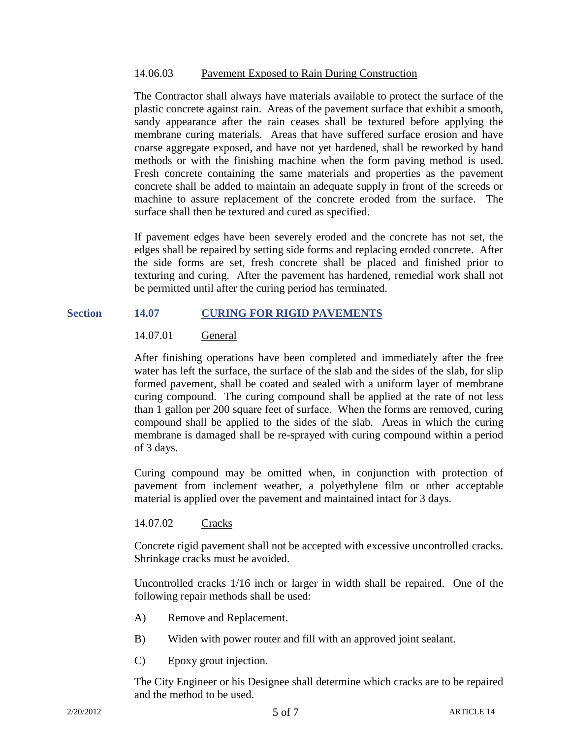#### 14.06.03 Pavement Exposed to Rain During Construction

The Contractor shall always have materials available to protect the surface of the plastic concrete against rain. Areas of the pavement surface that exhibit a smooth, sandy appearance after the rain ceases shall be textured before applying the membrane curing materials. Areas that have suffered surface erosion and have coarse aggregate exposed, and have not yet hardened, shall be reworked by hand methods or with the finishing machine when the form paving method is used. Fresh concrete containing the same materials and properties as the pavement concrete shall be added to maintain an adequate supply in front of the screeds or machine to assure replacement of the concrete eroded from the surface. The surface shall then be textured and cured as specified.

If pavement edges have been severely eroded and the concrete has not set, the edges shall be repaired by setting side forms and replacing eroded concrete. After the side forms are set, fresh concrete shall be placed and finished prior to texturing and curing. After the pavement has hardened, remedial work shall not be permitted until after the curing period has terminated.

## Section 14.07 CURING FOR RIGID PAVEMENTS

#### 14.07.01 General

After finishing operations have been completed and immediately after the free water has left the surface, the surface of the slab and the sides of the slab, for slip formed pavement, shall be coated and sealed with a uniform layer of membrane curing compound. The curing compound shall be applied at the rate of not less than 1 gallon per 200 square feet of surface. When the forms are removed, curing compound shall be applied to the sides of the slab. Areas in which the curing membrane is damaged shall be re-sprayed with curing compound within a period of 3 days.

Curing compound may be omitted when, in conjunction with protection of pavement from inclement weather, a polyethylene film or other acceptable material is applied over the pavement and maintained intact for 3 days.

#### 14.07.02 Cracks

Concrete rigid pavement shall not be accepted with excessive uncontrolled cracks. Shrinkage cracks must be avoided.

Uncontrolled cracks 1/16 inch or larger in width shall be repaired. One of the following repair methods shall be used:

A) Remove and Replacement.

B) Widen with power router and fill with an approved joint sealant.

C) Epoxy grout injection.

The City Engineer or his Designee shall determine which cracks are to be repaired and the method to be used.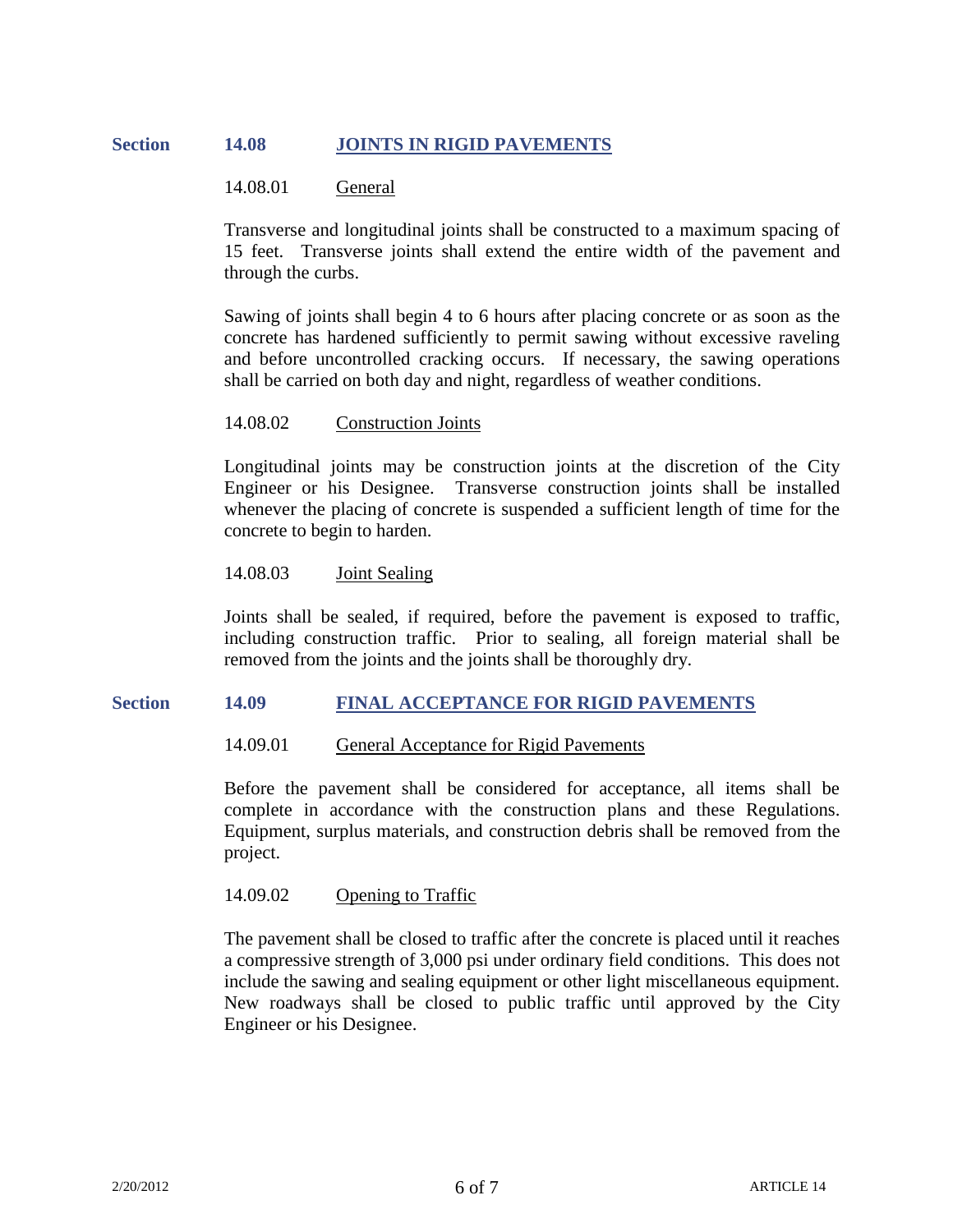## Section 14.08 JOINTS IN RIGID PAVEMENTS

### 14.08.01 General

Transverse and longitudinal joints shall be constructed to a maximum spacing of 15 feet. Transverse joints shall extend the entire width of the pavement and through the curbs.

Sawing of joints shall begin 4 to 6 hours after placing concrete or as soon as the concrete has hardened sufficiently to permit sawing without excessive raveling and before uncontrolled cracking occurs. If necessary, the sawing operations shall be carried on both day and night, regardless of weather conditions.

### 14.08.02 Construction Joints

Longitudinal joints may be construction joints at the discretion of the City Engineer or his Designee. Transverse construction joints shall be installed whenever the placing of concrete is suspended a sufficient length of time for the concrete to begin to harden.

### 14.08.03 Joint Sealing

Joints shall be sealed, if required, before the pavement is exposed to traffic, including construction traffic. Prior to sealing, all foreign material shall be removed from the joints and the joints shall be thoroughly dry.

## Section 14.09 FINAL ACCEPTANCE FOR RIGID PAVEMENTS

### 14.09.01 General Acceptance for Rigid Pavements

Before the pavement shall be considered for acceptance, all items shall be complete in accordance with the construction plans and these Regulations. Equipment, surplus materials, and construction debris shall be removed from the project.

### 14.09.02 Opening to Traffic

The pavement shall be closed to traffic after the concrete is placed until it reaches a compressive strength of 3,000 psi under ordinary field conditions. This does not include the sawing and sealing equipment or other light miscellaneous equipment. New roadways shall be closed to public traffic until approved by the City Engineer or his Designee.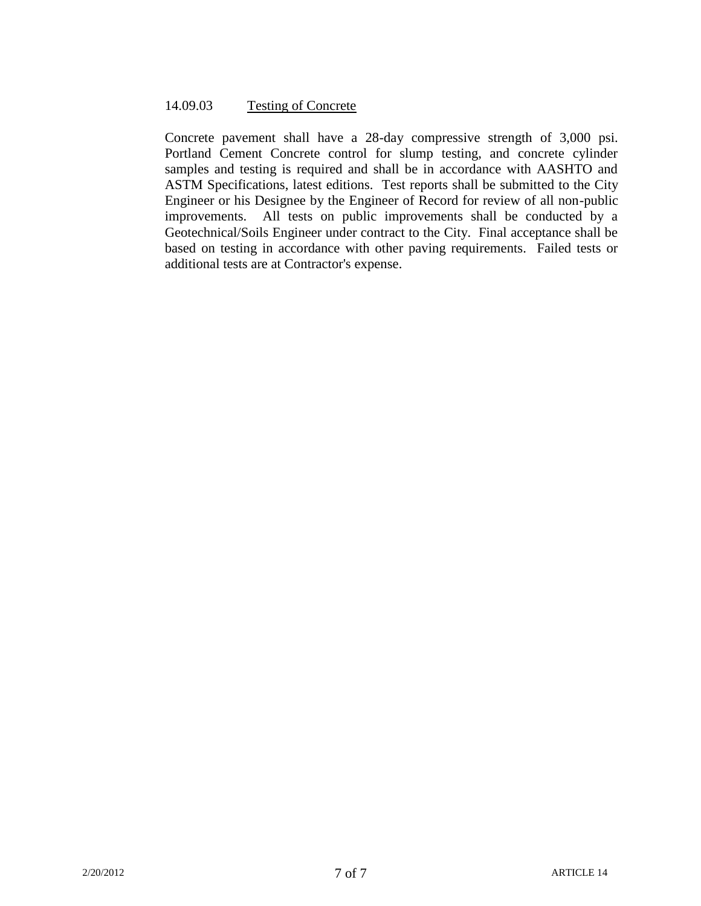### 14.09.03 Testing of Concrete

Concrete pavement shall have a 28-day compressive strength of 3,000 psi. Portland Cement Concrete control for slump testing, and concrete cylinder samples and testing is required and shall be in accordance with AASHTO and ASTM Specifications, latest editions. Test reports shall be submitted to the City Engineer or his Designee by the Engineer of Record for review of all non-public improvements. All tests on public improvements shall be conducted by a Geotechnical/Soils Engineer under contract to the City. Final acceptance shall be based on testing in accordance with other paving requirements. Failed tests or additional tests are at Contractor's expense.